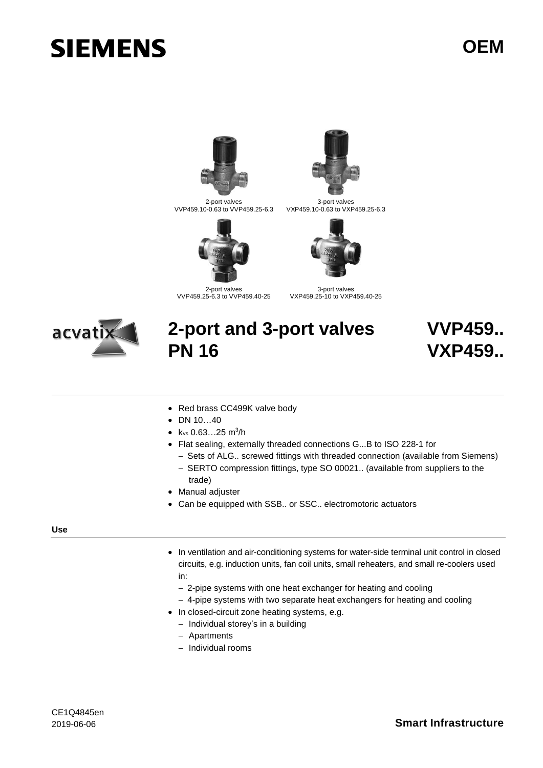SIEMENS

OEM

2-port valves
VVP459.10-0.63 to VVP459.25-6.3

3-port valves
VXP459.10-0.63 to VXP459.25-6.3

2-port valves
VVP459.25-6.3 to VVP459.40-25

3-port valves
VXP459.25-10 to VXP459.40-25

acvatix

# 2-port and 3-port valves PN 16

# VVP459.. VXP459..

- Red brass CC499K valve body
- DN 10…40
- $k_{vs}$ 0.63…25 $m^3/h$
- Flat sealing, externally threaded connections G...B to ISO 228-1 for
  - Sets of ALG.. screwed fittings with threaded connection (available from Siemens)
  - SERTO compression fittings, type SO 00021.. (available from suppliers to the trade)
- Manual adjuster
- Can be equipped with SSB.. or SSC.. electromotoric actuators

## Use

- In ventilation and air-conditioning systems for water-side terminal unit control in closed circuits, e.g. induction units, fan coil units, small reheaters, and small re-coolers used in:
  - 2-pipe systems with one heat exchanger for heating and cooling
  - 4-pipe systems with two separate heat exchangers for heating and cooling
- In closed-circuit zone heating systems, e.g.
  - Individual storey's in a building
  - Apartments
  - Individual rooms

CE1Q4845en
2019-06-06

Smart Infrastructure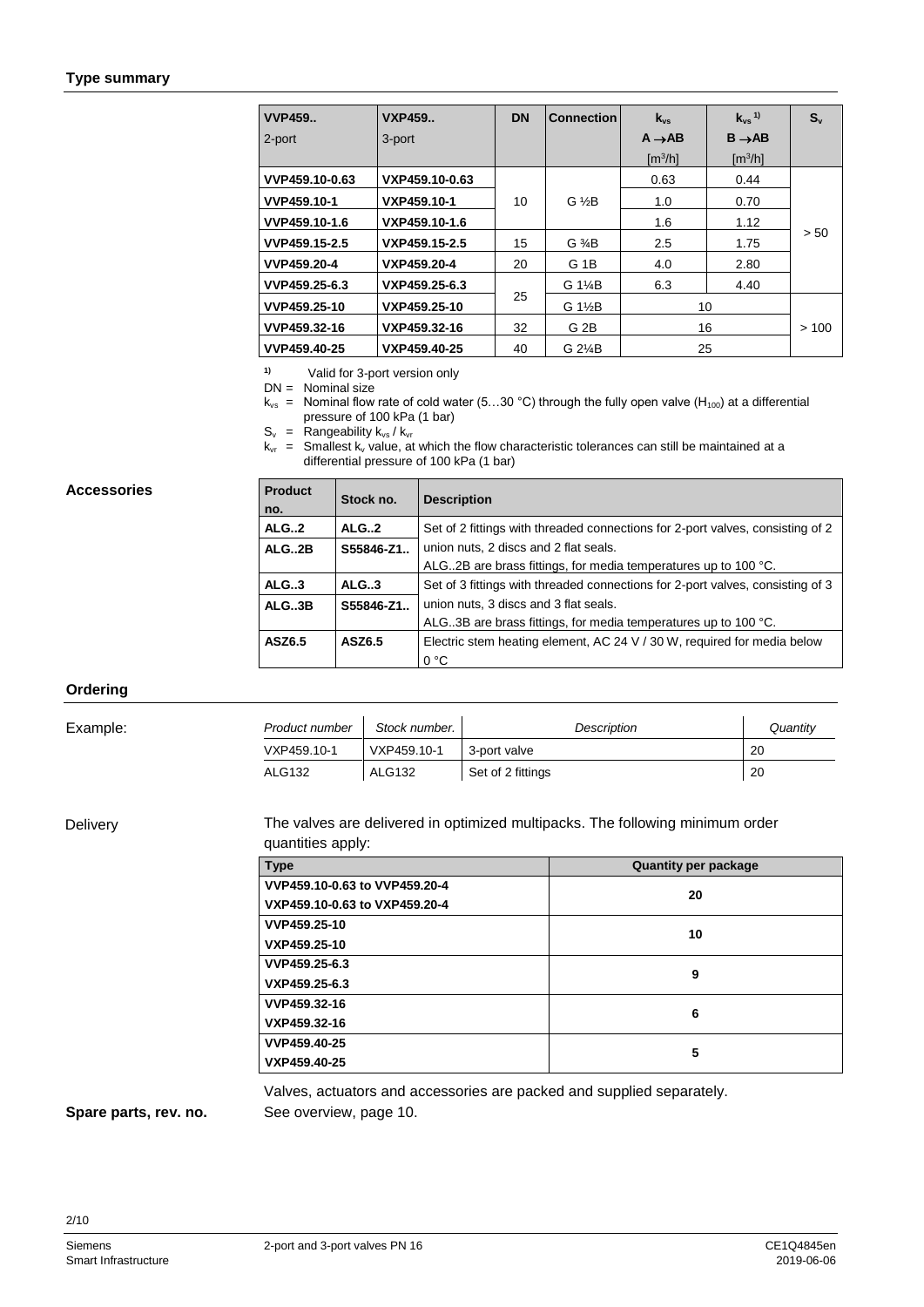## Type summary

| VVP459..<br>2-port | VXP459..<br>3-port | DN | Connection | $k_{vs}$<br>A →AB<br>[m³/h] | $k_{vs}$ [1)]<br>B →AB<br>[m³/h] | $S_v$ |
|---|---|---|---|---|---|---|
| VVP459.10-0.63 | VXP459.10-0.63 | 10 | G ½B | 0.63 | 0.44 | > 50 |
| VVP459.10-1 | VXP459.10-1 | | | 1.0 | 0.70 | |
| VVP459.10-1.6 | VXP459.10-1.6 | | | 1.6 | 1.12 | |
| VVP459.15-2.5 | VXP459.15-2.5 | 15 | G ¾B | 2.5 | 1.75 | |
| VVP459.20-4 | VXP459.20-4 | 20 | G 1B | 4.0 | 2.80 | |
| VVP459.25-6.3 | VXP459.25-6.3 | 25 | G 1¼B | 6.3 | 4.40 | |
| VVP459.25-10 | VXP459.25-10 | | G 1½B | 10 | | > 100 |
| VVP459.32-16 | VXP459.32-16 | 32 | G 2B | 16 | | |
| VVP459.40-25 | VXP459.40-25 | 40 | G 2¼B | 25 | | |

1) Valid for 3-port version only

DN = Nominal size

$k_{vs}$ = Nominal flow rate of cold water (5…30 °C) through the fully open valve ($H_{100}$) at a differential pressure of 100 kPa (1 bar)

$S_v$ = Rangeability $k_{vs}$ / $k_{vr}$

$k_{vr}$ = Smallest $k_v$ value, at which the flow characteristic tolerances can still be maintained at a differential pressure of 100 kPa (1 bar)

**Accessories**

| Product no. | Stock no. | Description |
|---|---|---|
| ALG..2 | ALG..2 | Set of 2 fittings with threaded connections for 2-port valves, consisting of 2 union nuts, 2 discs and 2 flat seals. |
| ALG..2B | S55846-Z1.. | ALG..2B are brass fittings, for media temperatures up to 100 °C. |
| ALG..3 | ALG..3 | Set of 3 fittings with threaded connections for 2-port valves, consisting of 3 union nuts, 3 discs and 3 flat seals. |
| ALG..3B | S55846-Z1.. | ALG..3B are brass fittings, for media temperatures up to 100 °C. |
| ASZ6.5 | ASZ6.5 | Electric stem heating element, AC 24 V / 30 W, required for media below 0 °C |

## Ordering

Example:

| *Product number* | *Stock number.* | *Description* | *Quantity* |
|---|---|---|---|
| VXP459.10-1 | VXP459.10-1 | 3-port valve | 20 |
| ALG132 | ALG132 | Set of 2 fittings | 20 |

Delivery

The valves are delivered in optimized multipacks. The following minimum order quantities apply:

| Type | Quantity per package |
|---|---|
| VVP459.10-0.63 to VVP459.20-4<br>VXP459.10-0.63 to VXP459.20-4 | 20 |
| VVP459.25-10<br>VXP459.25-10 | 10 |
| VVP459.25-6.3<br>VXP459.25-6.3 | 9 |
| VVP459.32-16<br>VXP459.32-16 | 6 |
| VVP459.40-25<br>VXP459.40-25 | 5 |

Valves, actuators and accessories are packed and supplied separately.

**Spare parts, rev. no.**

See overview, page 10.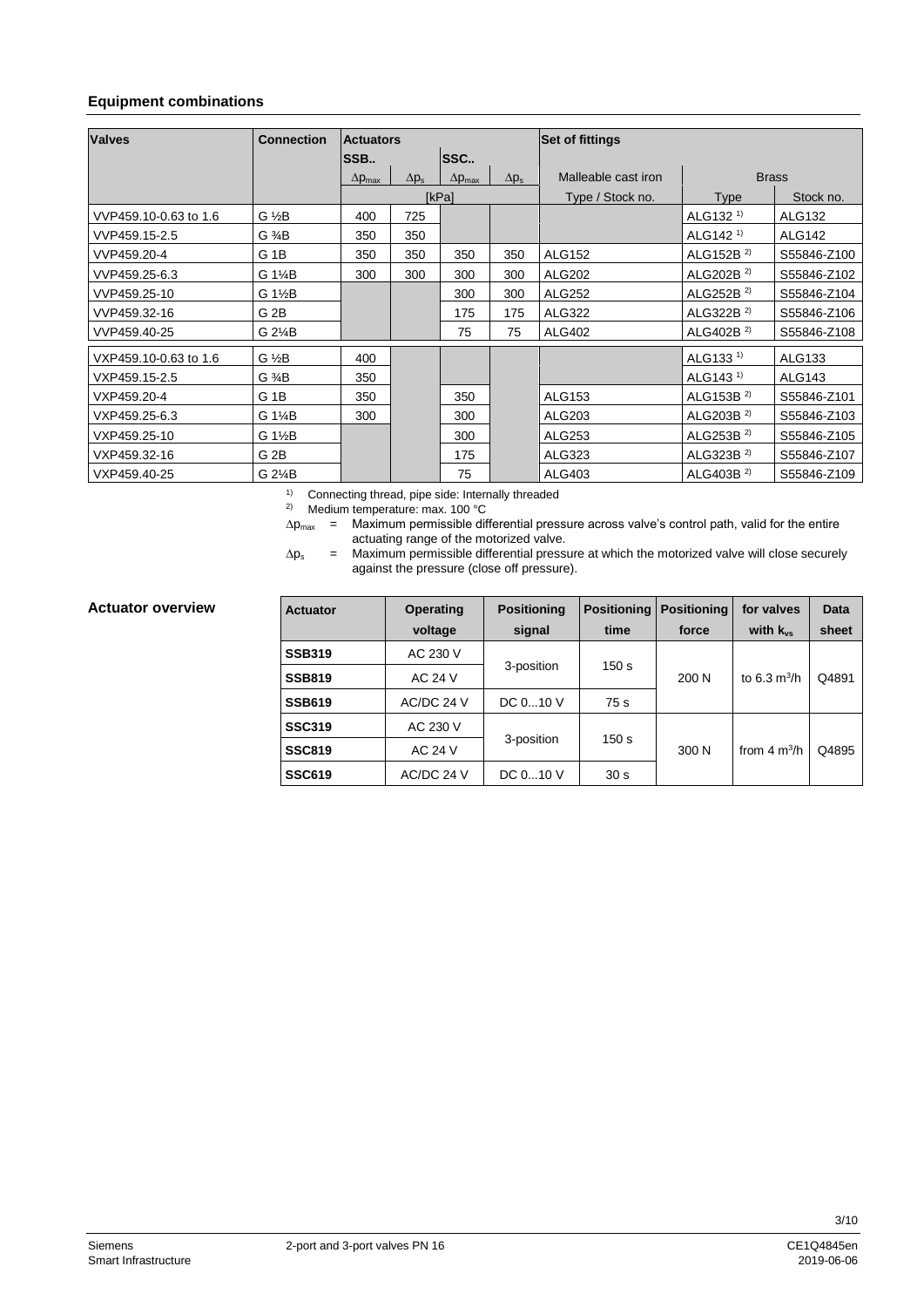## Equipment combinations

| Valves | Connection | Actuators | | | | Set of fittings | | |
|---|---|---|---|---|---|---|---|---|
| | | SSB.. | | SSC.. | | | | |
| | | $\Delta p_{max}$ | $\Delta p_s$ | $\Delta p_{max}$ | $\Delta p_s$ | Malleable cast iron | Brass | |
| | | [kPa] | | | | Type / Stock no. | Type | Stock no. |
| VVP459.10-0.63 to 1.6 | G ½B | 400 | 725 | | | | ALG132 [1] | ALG132 |
| VVP459.15-2.5 | G ¾B | 350 | 350 | | | | ALG142 [1] | ALG142 |
| VVP459.20-4 | G 1B | 350 | 350 | 350 | 350 | ALG152 | ALG152B [2] | S55846-Z100 |
| VVP459.25-6.3 | G 1¼B | 300 | 300 | 300 | 300 | ALG202 | ALG202B [2] | S55846-Z102 |
| VVP459.25-10 | G 1½B | | | 300 | 300 | ALG252 | ALG252B [2] | S55846-Z104 |
| VVP459.32-16 | G 2B | | | 175 | 175 | ALG322 | ALG322B [2] | S55846-Z106 |
| VVP459.40-25 | G 2¼B | | | 75 | 75 | ALG402 | ALG402B [2] | S55846-Z108 |
| VXP459.10-0.63 to 1.6 | G ½B | 400 | | | | | ALG133 [1] | ALG133 |
| VXP459.15-2.5 | G ¾B | 350 | | | | | ALG143 [1] | ALG143 |
| VXP459.20-4 | G 1B | 350 | | 350 | | ALG153 | ALG153B [2] | S55846-Z101 |
| VXP459.25-6.3 | G 1¼B | 300 | | 300 | | ALG203 | ALG203B [2] | S55846-Z103 |
| VXP459.25-10 | G 1½B | | | 300 | | ALG253 | ALG253B [2] | S55846-Z105 |
| VXP459.32-16 | G 2B | | | 175 | | ALG323 | ALG323B [2] | S55846-Z107 |
| VXP459.40-25 | G 2¼B | | | 75 | | ALG403 | ALG403B [2] | S55846-Z109 |

[1] Connecting thread, pipe side: Internally threaded

[2] Medium temperature: max. 100 °C

$\Delta p_{max}$ = Maximum permissible differential pressure across valve's control path, valid for the entire actuating range of the motorized valve.

$\Delta p_s$ = Maximum permissible differential pressure at which the motorized valve will close securely against the pressure (close off pressure).

## Actuator overview

| Actuator | Operating voltage | Positioning signal | Positioning time | Positioning force | for valves with $k_{vs}$ | Data sheet |
|---|---|---|---|---|---|---|
| **SSB319** | AC 230 V | 3-position | 150 s | 200 N | to 6.3 m³/h | Q4891 |
| **SSB819** | AC 24 V | | | | | |
| **SSB619** | AC/DC 24 V | DC 0...10 V | 75 s | | | |
| **SSC319** | AC 230 V | 3-position | 150 s | 300 N | from 4 m³/h | Q4895 |
| **SSC819** | AC 24 V | | | | | |
| **SSC619** | AC/DC 24 V | DC 0...10 V | 30 s | | | |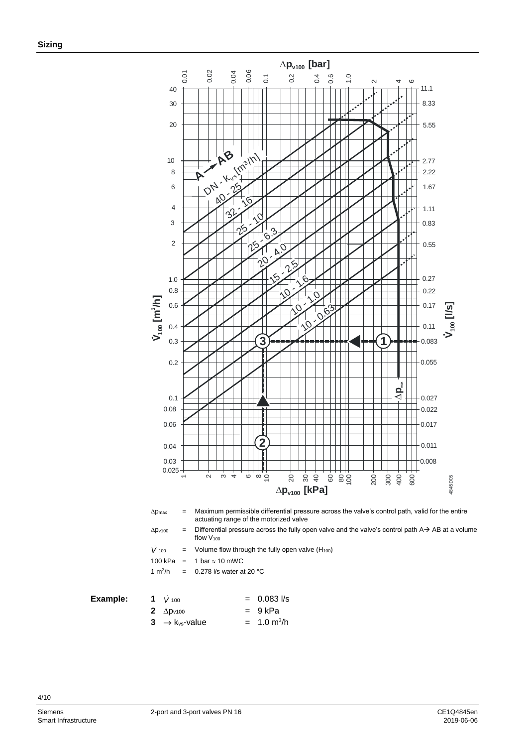## Sizing

$\Delta p_{max}$ = Maximum permissible differential pressure across the valve's control path, valid for the entire actuating range of the motorized valve

$\Delta p_{v100}$ = Differential pressure across the fully open valve and the valve's control path A→ AB at a volume flow $V_{100}$

$\dot{V}_{100}$ = Volume flow through the fully open valve ($H_{100}$)

100 kPa = 1 bar ≈ 10 mWC

1 $m^3/h$ = 0.278 l/s water at 20 °C

**Example:**

| | | |
|---|---|---|
| **1** | $\dot{V}_{100}$ | = 0.083 l/s |
| **2** | $\Delta p_{v100}$ | = 9 kPa |
| **3** | → $k_{vs}$-value | = 1.0 $m^3/h$ |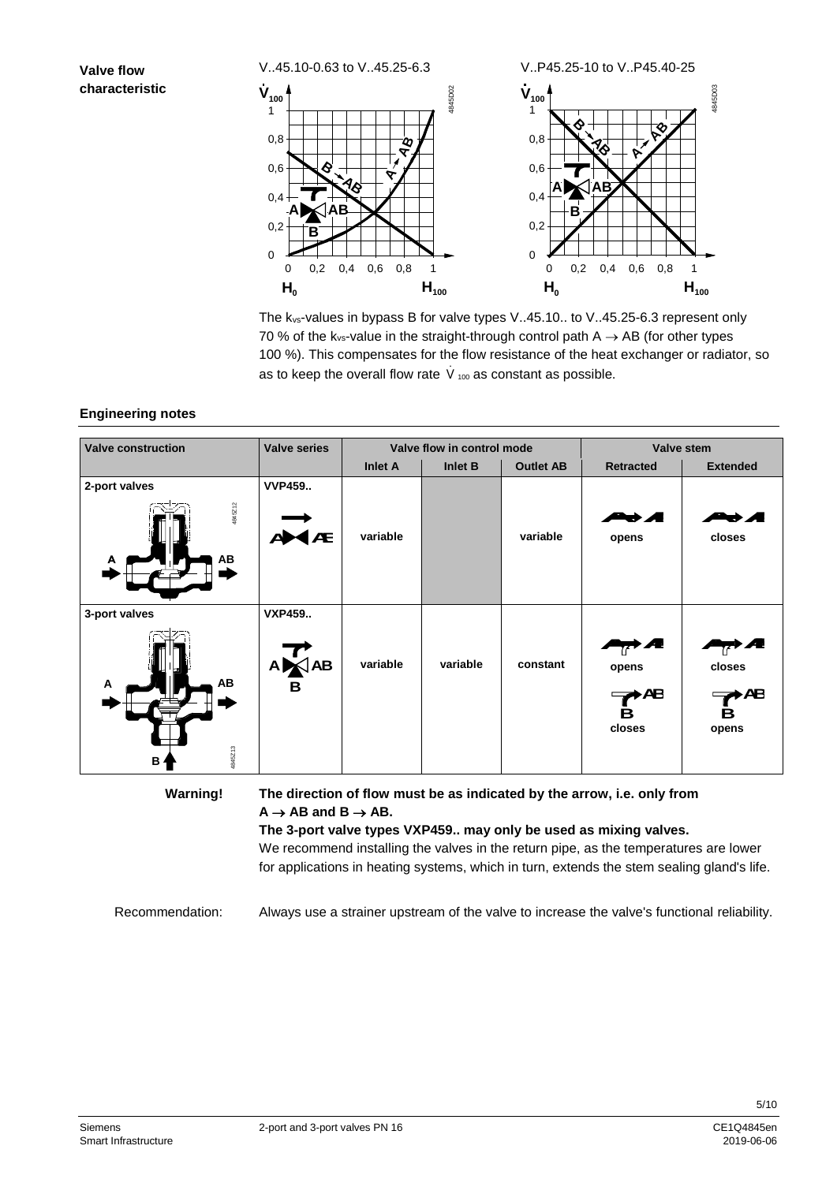**Valve flow characteristic**

V..45.10-0.63 to V..45.25-6.3

V..P45.25-10 to V..P45.40-25

The $k_{vs}$-values in bypass B for valve types V..45.10.. to V..45.25-6.3 represent only 70 % of the $k_{vs}$-value in the straight-through control path A → AB (for other types 100 %). This compensates for the flow resistance of the heat exchanger or radiator, so as to keep the overall flow rate $\dot{V}_{100}$ as constant as possible.

## Engineering notes

| Valve construction | Valve series | Valve flow in control mode | | | Valve stem | |
|---|---|---|---|---|---|---|
| | | Inlet A | Inlet B | Outlet AB | Retracted | Extended |
| 2-port valves | VVP459.. | variable | | variable | opens | closes |
| 3-port valves | VXP459.. | variable | variable | constant | A → AB opens; B → AB closes | A → AB closes; B → AB opens |

**Warning!** **The direction of flow must be as indicated by the arrow, i.e. only from A → AB and B → AB.**

**The 3-port valve types VXP459.. may only be used as mixing valves.**

We recommend installing the valves in the return pipe, as the temperatures are lower for applications in heating systems, which in turn, extends the stem sealing gland's life.

Recommendation: Always use a strainer upstream of the valve to increase the valve's functional reliability.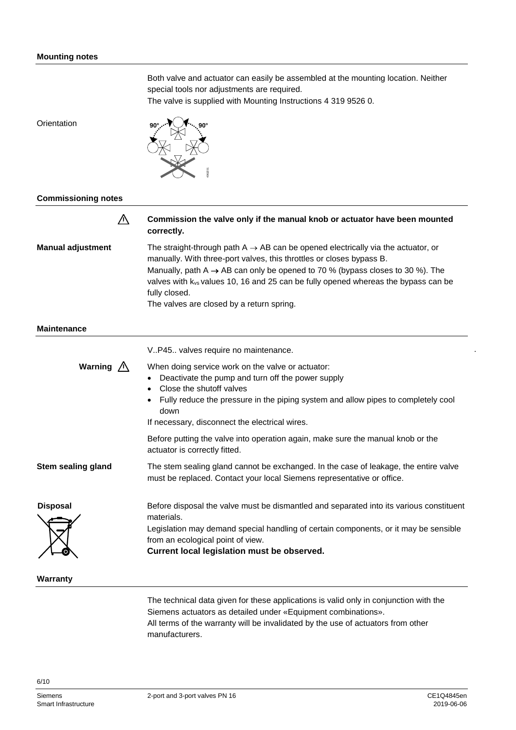## Mounting notes

Both valve and actuator can easily be assembled at the mounting location. Neither special tools nor adjustments are required.
The valve is supplied with Mounting Instructions 4 319 9526 0.

Orientation

## Commissioning notes

⚠ **Commission the valve only if the manual knob or actuator have been mounted correctly.**

**Manual adjustment**

The straight-through path A → AB can be opened electrically via the actuator, or manually. With three-port valves, this throttles or closes bypass B.
Manually, path A → AB can only be opened to 70 % (bypass closes to 30 %). The valves with $k_{vs}$ values 10, 16 and 25 can be fully opened whereas the bypass can be fully closed.
The valves are closed by a return spring.

## Maintenance

V..P45.. valves require no maintenance.

**Warning** ⚠

When doing service work on the valve or actuator:

- Deactivate the pump and turn off the power supply
- Close the shutoff valves
- Fully reduce the pressure in the piping system and allow pipes to completely cool down

If necessary, disconnect the electrical wires.

Before putting the valve into operation again, make sure the manual knob or the actuator is correctly fitted.

**Stem sealing gland**

The stem sealing gland cannot be exchanged. In the case of leakage, the entire valve must be replaced. Contact your local Siemens representative or office.

**Disposal**

Before disposal the valve must be dismantled and separated into its various constituent materials.
Legislation may demand special handling of certain components, or it may be sensible from an ecological point of view.
**Current local legislation must be observed.**

## Warranty

The technical data given for these applications is valid only in conjunction with the Siemens actuators as detailed under «Equipment combinations».
All terms of the warranty will be invalidated by the use of actuators from other manufacturers.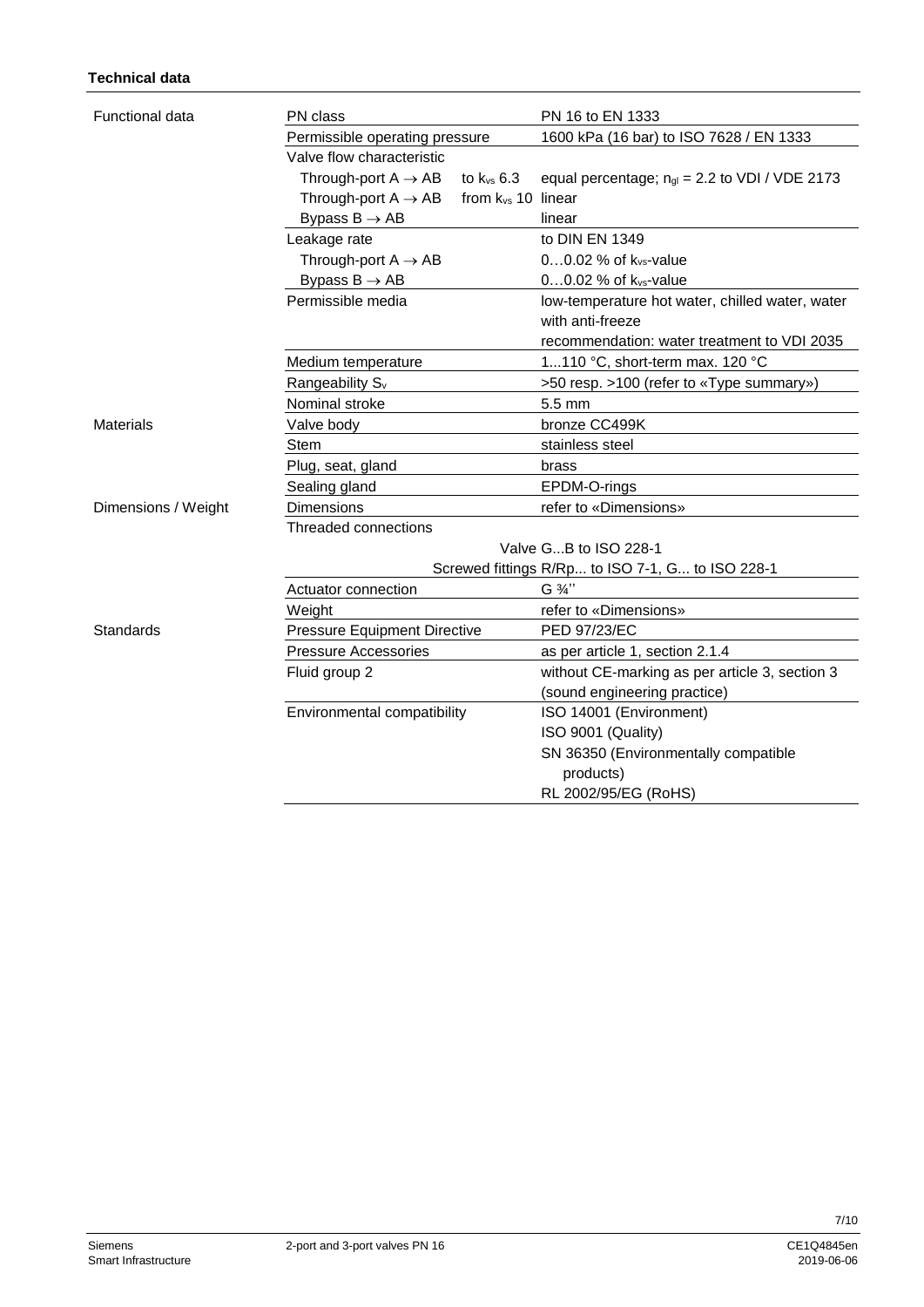**Technical data**

| | | | |
|---|---|---|---|
| Functional data | PN class | | PN 16 to EN 1333 |
| | Permissible operating pressure | | 1600 kPa (16 bar) to ISO 7628 / EN 1333 |
| | Valve flow characteristic | | |
| | Through-port A → AB | to $k_{vs}$ 6.3 | equal percentage; $n_{gl}$ = 2.2 to VDI / VDE 2173 |
| | Through-port A → AB | from $k_{vs}$ 10 | linear |
| | Bypass B → AB | | linear |
| | Leakage rate | | to DIN EN 1349 |
| | Through-port A → AB | | 0…0.02 % of $k_{vs}$-value |
| | Bypass B → AB | | 0…0.02 % of $k_{vs}$-value |
| | Permissible media | | low-temperature hot water, chilled water, water with anti-freeze<br>recommendation: water treatment to VDI 2035 |
| | Medium temperature | | 1...110 °C, short-term max. 120 °C |
| | Rangeability $S_v$ | | >50 resp. >100 (refer to «Type summary») |
| | Nominal stroke | | 5.5 mm |
| Materials | Valve body | | bronze CC499K |
| | Stem | | stainless steel |
| | Plug, seat, gland | | brass |
| | Sealing gland | | EPDM-O-rings |
| Dimensions / Weight | Dimensions | | refer to «Dimensions» |
| | Threaded connections | | |
| | | Valve | G...B to ISO 228-1 |
| | | Screwed fittings | R/Rp... to ISO 7-1, G... to ISO 228-1 |
| | Actuator connection | | G ¾'' |
| | Weight | | refer to «Dimensions» |
| Standards | Pressure Equipment Directive | | PED 97/23/EC |
| | Pressure Accessories | | as per article 1, section 2.1.4 |
| | Fluid group 2 | | without CE-marking as per article 3, section 3 (sound engineering practice) |
| | Environmental compatibility | | ISO 14001 (Environment)<br>ISO 9001 (Quality)<br>SN 36350 (Environmentally compatible products)<br>RL 2002/95/EG (RoHS) |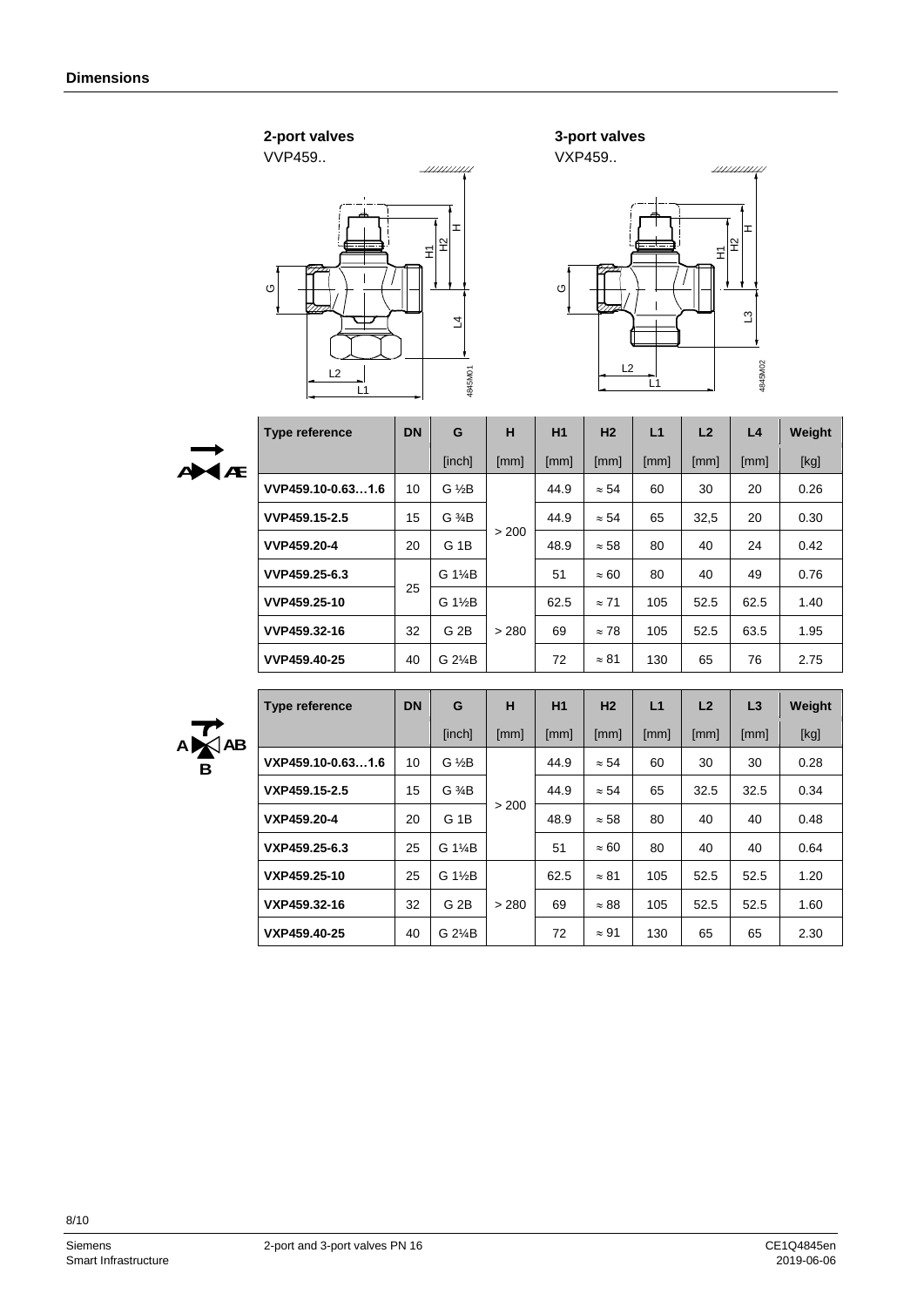## Dimensions

**2-port valves**

VVP459..

**3-port valves**

VXP459..

| Type reference | DN | G | H | H1 | H2 | L1 | L2 | L4 | Weight |
|---|---|---|---|---|---|---|---|---|---|
| | | [inch] | [mm] | [mm] | [mm] | [mm] | [mm] | [mm] | [kg] |
| VVP459.10-0.63…1.6 | 10 | G ½B | > 200 | 44.9 | ≈ 54 | 60 | 30 | 20 | 0.26 |
| VVP459.15-2.5 | 15 | G ¾B | | 44.9 | ≈ 54 | 65 | 32,5 | 20 | 0.30 |
| VVP459.20-4 | 20 | G 1B | | 48.9 | ≈ 58 | 80 | 40 | 24 | 0.42 |
| VVP459.25-6.3 | 25 | G 1¼B | | 51 | ≈ 60 | 80 | 40 | 49 | 0.76 |
| VVP459.25-10 | | G 1½B | > 280 | 62.5 | ≈ 71 | 105 | 52.5 | 62.5 | 1.40 |
| VVP459.32-16 | 32 | G 2B | | 69 | ≈ 78 | 105 | 52.5 | 63.5 | 1.95 |
| VVP459.40-25 | 40 | G 2¼B | | 72 | ≈ 81 | 130 | 65 | 76 | 2.75 |

| Type reference | DN | G | H | H1 | H2 | L1 | L2 | L3 | Weight |
|---|---|---|---|---|---|---|---|---|---|
| | | [inch] | [mm] | [mm] | [mm] | [mm] | [mm] | [mm] | [kg] |
| VXP459.10-0.63…1.6 | 10 | G ½B | > 200 | 44.9 | ≈ 54 | 60 | 30 | 30 | 0.28 |
| VXP459.15-2.5 | 15 | G ¾B | | 44.9 | ≈ 54 | 65 | 32.5 | 32.5 | 0.34 |
| VXP459.20-4 | 20 | G 1B | | 48.9 | ≈ 58 | 80 | 40 | 40 | 0.48 |
| VXP459.25-6.3 | 25 | G 1¼B | | 51 | ≈ 60 | 80 | 40 | 40 | 0.64 |
| VXP459.25-10 | 25 | G 1½B | > 280 | 62.5 | ≈ 81 | 105 | 52.5 | 52.5 | 1.20 |
| VXP459.32-16 | 32 | G 2B | | 69 | ≈ 88 | 105 | 52.5 | 52.5 | 1.60 |
| VXP459.40-25 | 40 | G 2¼B | | 72 | ≈ 91 | 130 | 65 | 65 | 2.30 |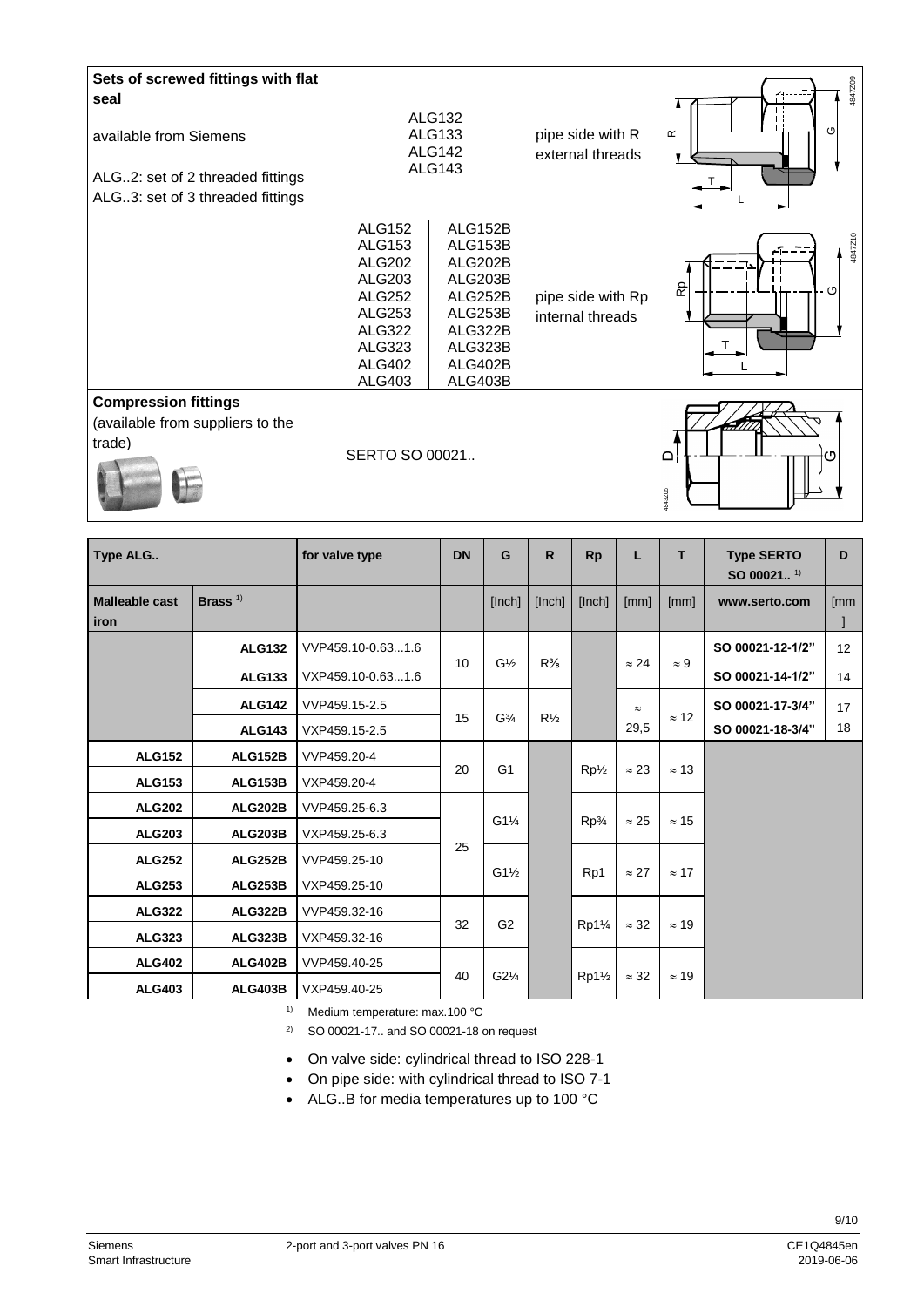| Sets of screwed fittings with flat seal<br><br>available from Siemens<br><br>ALG..2: set of 2 threaded fittings<br>ALG..3: set of 3 threaded fittings | ALG132<br>ALG133<br>ALG142<br>ALG143 | | pipe side with R external threads |
|---|---|---|---|
| | ALG152<br>ALG153<br>ALG202<br>ALG203<br>ALG252<br>ALG253<br>ALG322<br>ALG323<br>ALG402<br>ALG403 | ALG152B<br>ALG153B<br>ALG202B<br>ALG203B<br>ALG252B<br>ALG253B<br>ALG322B<br>ALG323B<br>ALG402B<br>ALG403B | pipe side with Rp internal threads |
| **Compression fittings**<br>(available from suppliers to the trade) | SERTO SO 00021.. | | |

| Type ALG.. | | for valve type | DN | G | R | Rp | L | T | Type SERTO SO 00021.. [1] | D |
|---|---|---|---|---|---|---|---|---|---|---|
| **Malleable cast iron** | **Brass** [1] | | | [Inch] | [Inch] | [Inch] | [mm] | [mm] | **www.serto.com** | [mm] |
| | **ALG132** | VVP459.10-0.63...1.6 | 10 | G½ | R⅜ | | ≈ 24 | ≈ 9 | **SO 00021-12-1/2"** | 12 |
| | **ALG133** | VXP459.10-0.63...1.6 | | | | | | | **SO 00021-14-1/2"** | 14 |
| | **ALG142** | VVP459.15-2.5 | 15 | G¾ | R½ | | ≈ 29,5 | ≈ 12 | **SO 00021-17-3/4"** | 17 |
| | **ALG143** | VXP459.15-2.5 | | | | | | | **SO 00021-18-3/4"** | 18 |
| **ALG152** | **ALG152B** | VVP459.20-4 | 20 | G1 | | Rp½ | ≈ 23 | ≈ 13 | | |
| **ALG153** | **ALG153B** | VXP459.20-4 | | | | | | | | |
| **ALG202** | **ALG202B** | VVP459.25-6.3 | 25 | G1¼ | | Rp¾ | ≈ 25 | ≈ 15 | | |
| **ALG203** | **ALG203B** | VXP459.25-6.3 | | | | | | | | |
| **ALG252** | **ALG252B** | VVP459.25-10 | | G1½ | | Rp1 | ≈ 27 | ≈ 17 | | |
| **ALG253** | **ALG253B** | VXP459.25-10 | | | | | | | | |
| **ALG322** | **ALG322B** | VVP459.32-16 | 32 | G2 | | Rp1¼ | ≈ 32 | ≈ 19 | | |
| **ALG323** | **ALG323B** | VXP459.32-16 | | | | | | | | |
| **ALG402** | **ALG402B** | VVP459.40-25 | 40 | G2¼ | | Rp1½ | ≈ 32 | ≈ 19 | | |
| **ALG403** | **ALG403B** | VXP459.40-25 | | | | | | | | |

[1] Medium temperature: max.100 °C

[2] SO 00021-17.. and SO 00021-18 on request

- On valve side: cylindrical thread to ISO 228-1
- On pipe side: with cylindrical thread to ISO 7-1
- ALG..B for media temperatures up to 100 °C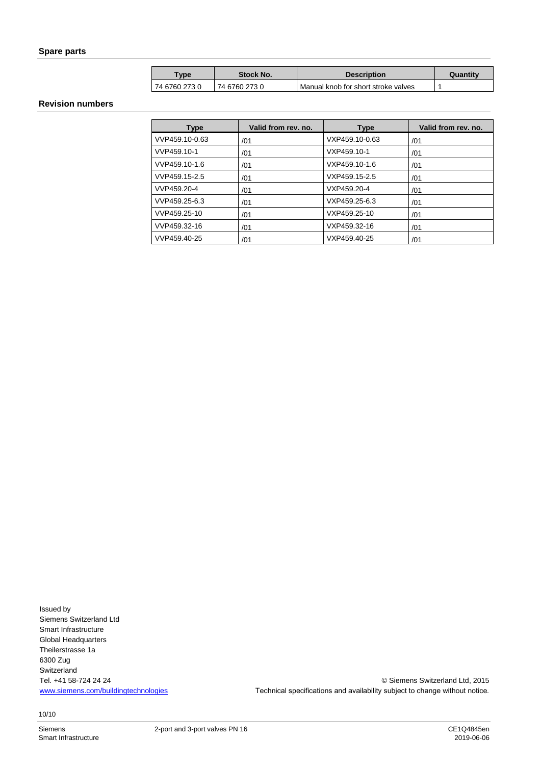## Spare parts

| Type | Stock No. | Description | Quantity |
|---|---|---|---|
| 74 6760 273 0 | 74 6760 273 0 | Manual knob for short stroke valves | 1 |

## Revision numbers

| Type | Valid from rev. no. | Type | Valid from rev. no. |
|---|---|---|---|
| VVP459.10-0.63 | /01 | VXP459.10-0.63 | /01 |
| VVP459.10-1 | /01 | VXP459.10-1 | /01 |
| VVP459.10-1.6 | /01 | VXP459.10-1.6 | /01 |
| VVP459.15-2.5 | /01 | VXP459.15-2.5 | /01 |
| VVP459.20-4 | /01 | VXP459.20-4 | /01 |
| VVP459.25-6.3 | /01 | VXP459.25-6.3 | /01 |
| VVP459.25-10 | /01 | VXP459.25-10 | /01 |
| VVP459.32-16 | /01 | VXP459.32-16 | /01 |
| VVP459.40-25 | /01 | VXP459.40-25 | /01 |

Issued by
Siemens Switzerland Ltd
Smart Infrastructure
Global Headquarters
Theilerstrasse 1a
6300 Zug
Switzerland
Tel. +41 58-724 24 24
www.siemens.com/buildingtechnologies

© Siemens Switzerland Ltd, 2015
Technical specifications and availability subject to change without notice.